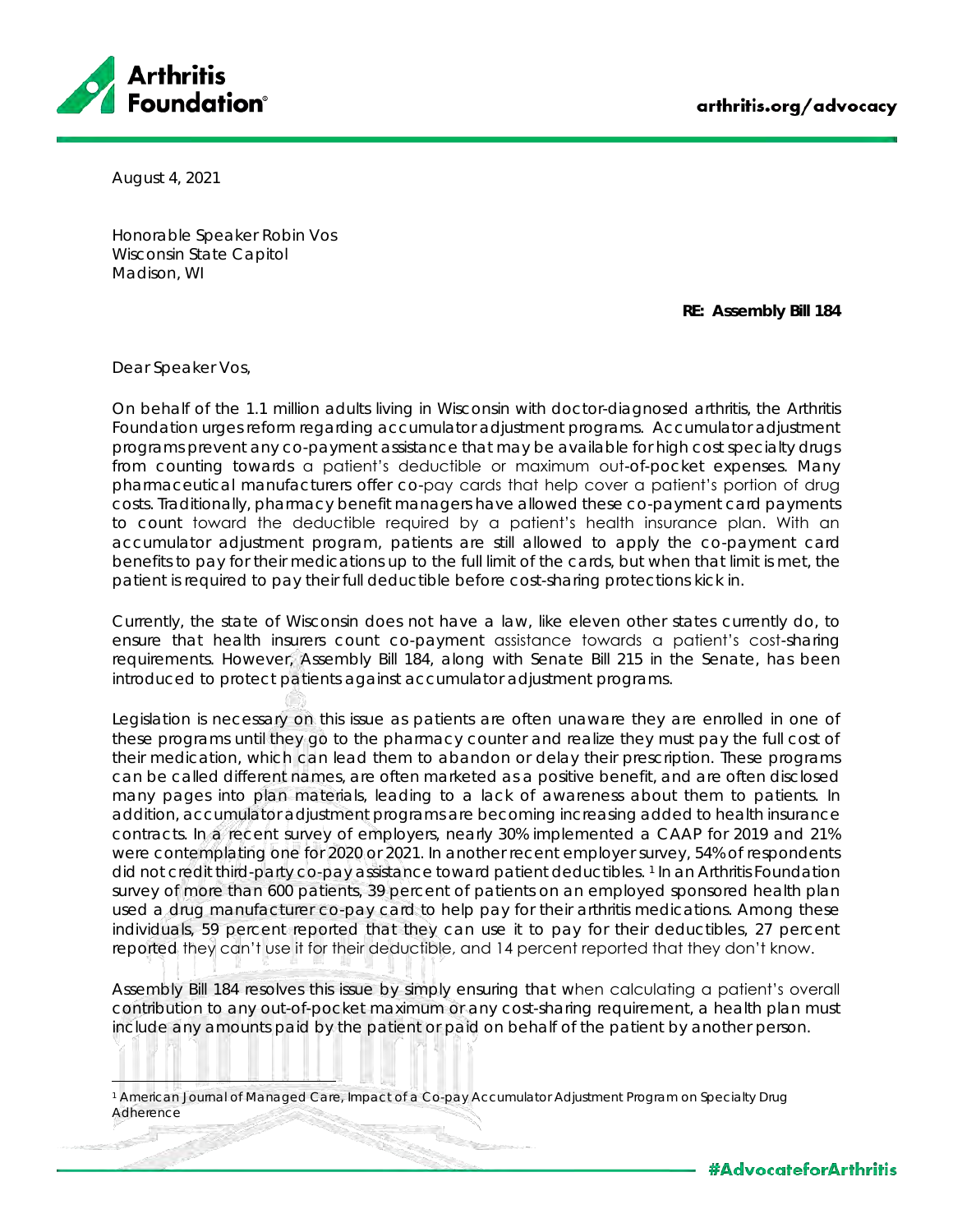**Arthritis Foundation**

arthritis.org/advocacy

August 4, 2021

Honorable Speaker Robin Vos
Wisconsin State Capitol
Madison, WI

**RE: Assembly Bill 184**

Dear Speaker Vos,

On behalf of the 1.1 million adults living in Wisconsin with doctor-diagnosed arthritis, the Arthritis Foundation urges reform regarding accumulator adjustment programs. Accumulator adjustment programs prevent any co-payment assistance that may be available for high cost specialty drugs from counting towards a patient's deductible or maximum out-of-pocket expenses. Many pharmaceutical manufacturers offer co-pay cards that help cover a patient's portion of drug costs. Traditionally, pharmacy benefit managers have allowed these co-payment card payments to count toward the deductible required by a patient's health insurance plan. With an accumulator adjustment program, patients are still allowed to apply the co-payment card benefits to pay for their medications up to the full limit of the cards, but when that limit is met, the patient is required to pay their full deductible before cost-sharing protections kick in.

Currently, the state of Wisconsin does not have a law, like eleven other states currently do, to ensure that health insurers count co-payment assistance towards a patient's cost-sharing requirements. However, Assembly Bill 184, along with Senate Bill 215 in the Senate, has been introduced to protect patients against accumulator adjustment programs.

Legislation is necessary on this issue as patients are often unaware they are enrolled in one of these programs until they go to the pharmacy counter and realize they must pay the full cost of their medication, which can lead them to abandon or delay their prescription. These programs can be called different names, are often marketed as a positive benefit, and are often disclosed many pages into plan materials, leading to a lack of awareness about them to patients. In addition, accumulator adjustment programs are becoming increasing added to health insurance contracts. In a recent survey of employers, nearly 30% implemented a CAAP for 2019 and 21% were contemplating one for 2020 or 2021. In another recent employer survey, 54% of respondents did not credit third-party co-pay assistance toward patient deductibles. [1] In an Arthritis Foundation survey of more than 600 patients, 39 percent of patients on an employed sponsored health plan used a drug manufacturer co-pay card to help pay for their arthritis medications. Among these individuals, 59 percent reported that they can use it to pay for their deductibles, 27 percent reported they can't use it for their deductible, and 14 percent reported that they don't know.

Assembly Bill 184 resolves this issue by simply ensuring that when calculating a patient's overall contribution to any out-of-pocket maximum or any cost-sharing requirement, a health plan must include any amounts paid by the patient or paid on behalf of the patient by another person.

[1] American Journal of Managed Care, Impact of a Co-pay Accumulator Adjustment Program on Specialty Drug Adherence

#AdvocateforArthritis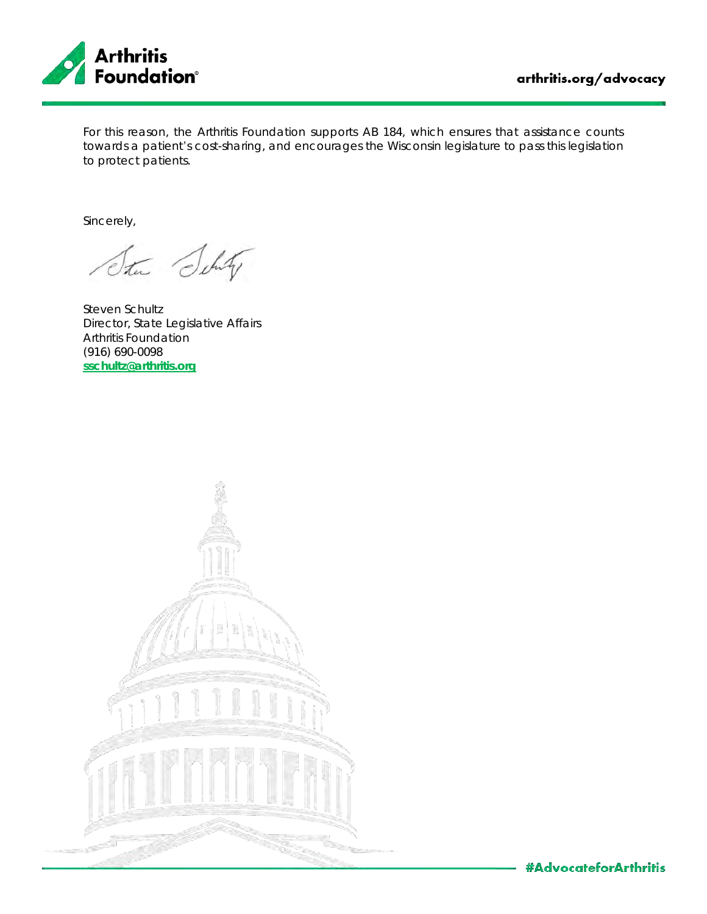For this reason, the Arthritis Foundation supports AB 184, which ensures that assistance counts towards a patient's cost-sharing, and encourages the Wisconsin legislature to pass this legislation to protect patients.

Sincerely,

Steven Schultz
Director, State Legislative Affairs
Arthritis Foundation
(916) 690-0098
[sschultz@arthritis.org](mailto:sschultz@arthritis.org)